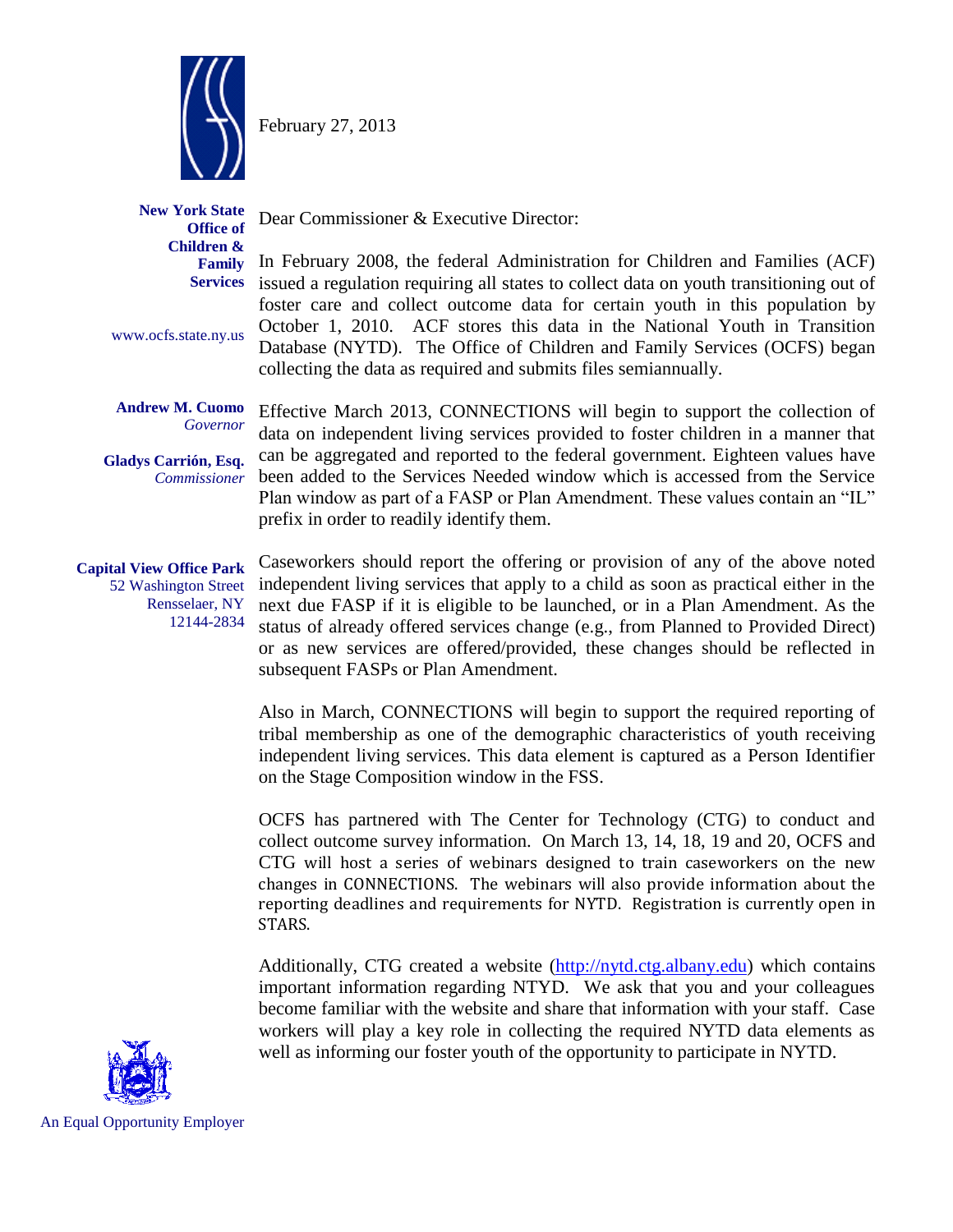February 27, 2013

**New York State Office of Children & Family Services**

www.ocfs.state.ny.us

**Andrew M. Cuomo**
*Governor*

**Gladys Carrión, Esq.**
*Commissioner*

**Capital View Office Park**
52 Washington Street
Rensselaer, NY
12144-2834

Dear Commissioner & Executive Director:

In February 2008, the federal Administration for Children and Families (ACF) issued a regulation requiring all states to collect data on youth transitioning out of foster care and collect outcome data for certain youth in this population by October 1, 2010. ACF stores this data in the National Youth in Transition Database (NYTD). The Office of Children and Family Services (OCFS) began collecting the data as required and submits files semiannually.

Effective March 2013, CONNECTIONS will begin to support the collection of data on independent living services provided to foster children in a manner that can be aggregated and reported to the federal government. Eighteen values have been added to the Services Needed window which is accessed from the Service Plan window as part of a FASP or Plan Amendment. These values contain an "IL" prefix in order to readily identify them.

Caseworkers should report the offering or provision of any of the above noted independent living services that apply to a child as soon as practical either in the next due FASP if it is eligible to be launched, or in a Plan Amendment. As the status of already offered services change (e.g., from Planned to Provided Direct) or as new services are offered/provided, these changes should be reflected in subsequent FASPs or Plan Amendment.

Also in March, CONNECTIONS will begin to support the required reporting of tribal membership as one of the demographic characteristics of youth receiving independent living services. This data element is captured as a Person Identifier on the Stage Composition window in the FSS.

OCFS has partnered with The Center for Technology (CTG) to conduct and collect outcome survey information. On March 13, 14, 18, 19 and 20, OCFS and CTG will host a series of webinars designed to train caseworkers on the new changes in CONNECTIONS. The webinars will also provide information about the reporting deadlines and requirements for NYTD. Registration is currently open in STARS.

Additionally, CTG created a website (http://nytd.ctg.albany.edu) which contains important information regarding NTYD. We ask that you and your colleagues become familiar with the website and share that information with your staff. Case workers will play a key role in collecting the required NYTD data elements as well as informing our foster youth of the opportunity to participate in NYTD.

An Equal Opportunity Employer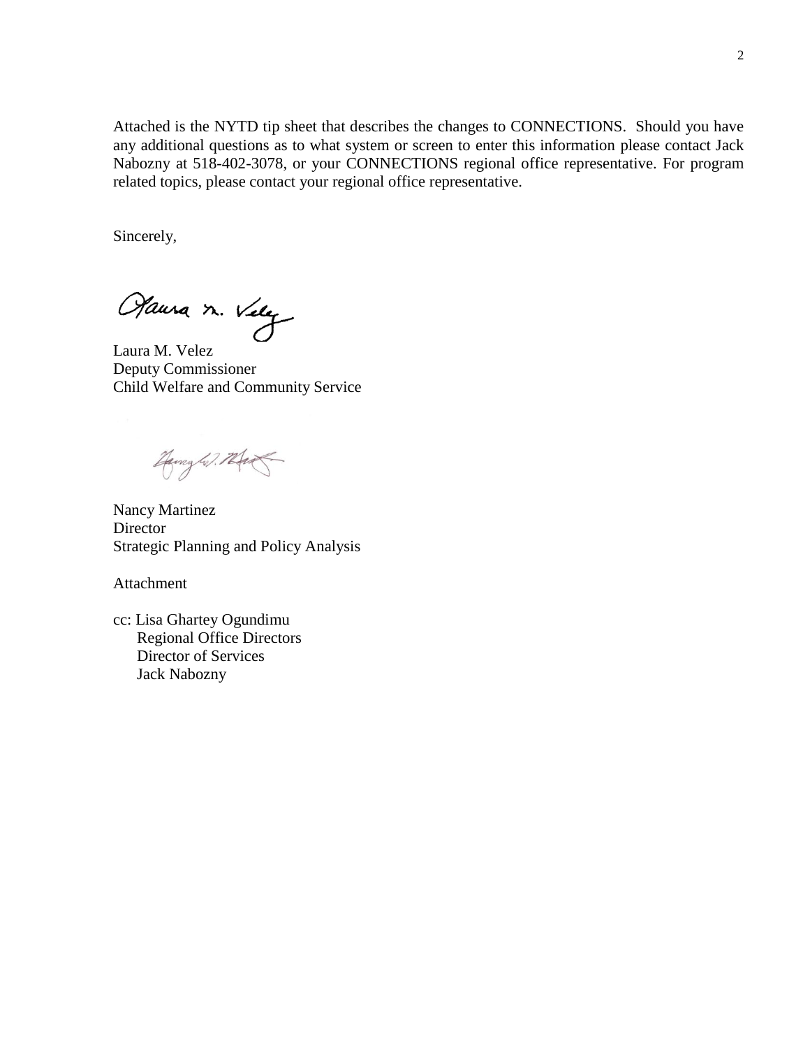Attached is the NYTD tip sheet that describes the changes to CONNECTIONS. Should you have any additional questions as to what system or screen to enter this information please contact Jack Nabozny at 518-402-3078, or your CONNECTIONS regional office representative. For program related topics, please contact your regional office representative.

Sincerely,

Laura M. Velez
Deputy Commissioner
Child Welfare and Community Service

Nancy Martinez
Director
Strategic Planning and Policy Analysis

Attachment

cc: Lisa Ghartey Ogundimu
Regional Office Directors
Director of Services
Jack Nabozny